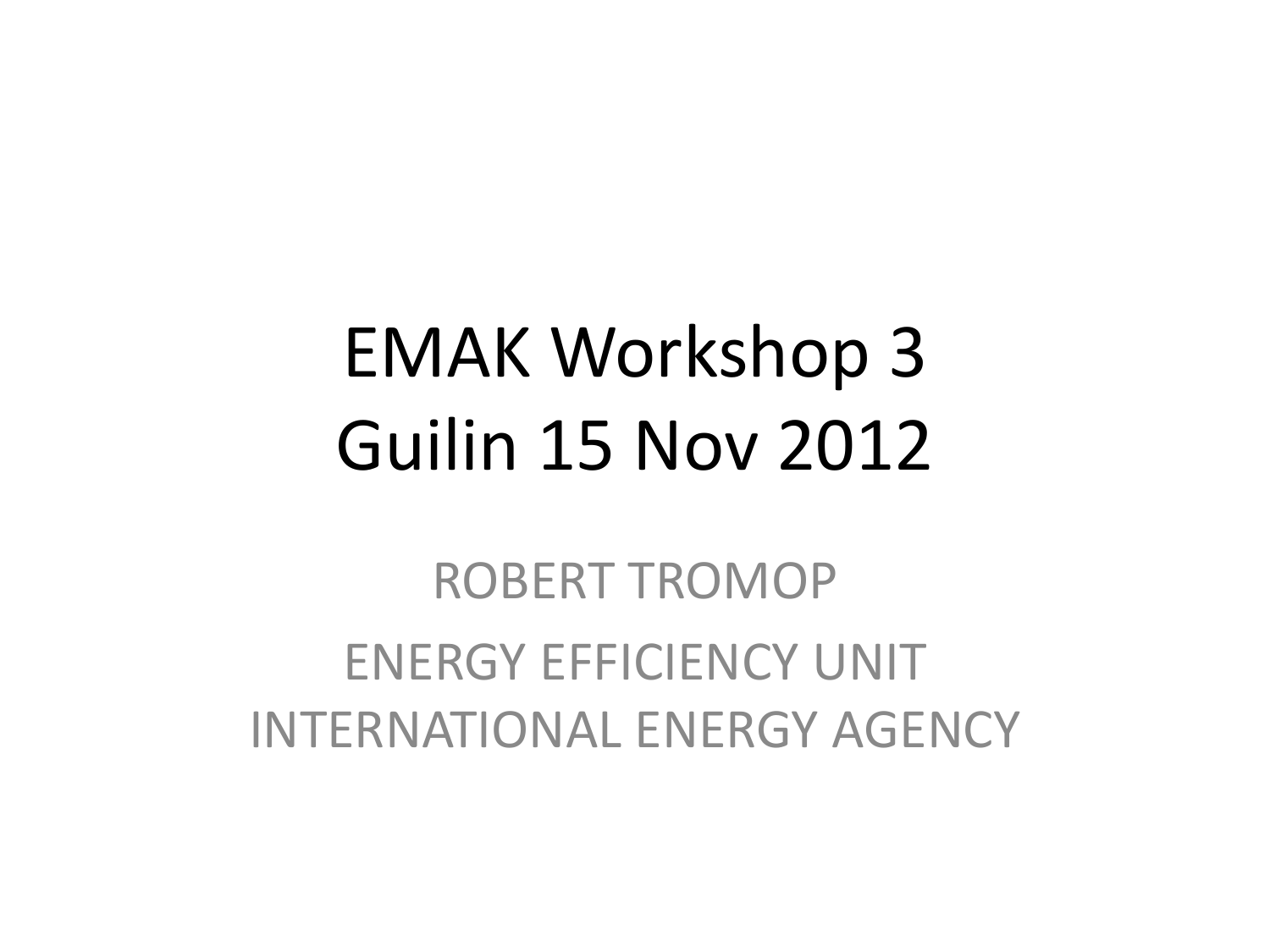# EMAK Workshop 3
# Guilin 15 Nov 2012

ROBERT TROMOP

ENERGY EFFICIENCY UNIT
INTERNATIONAL ENERGY AGENCY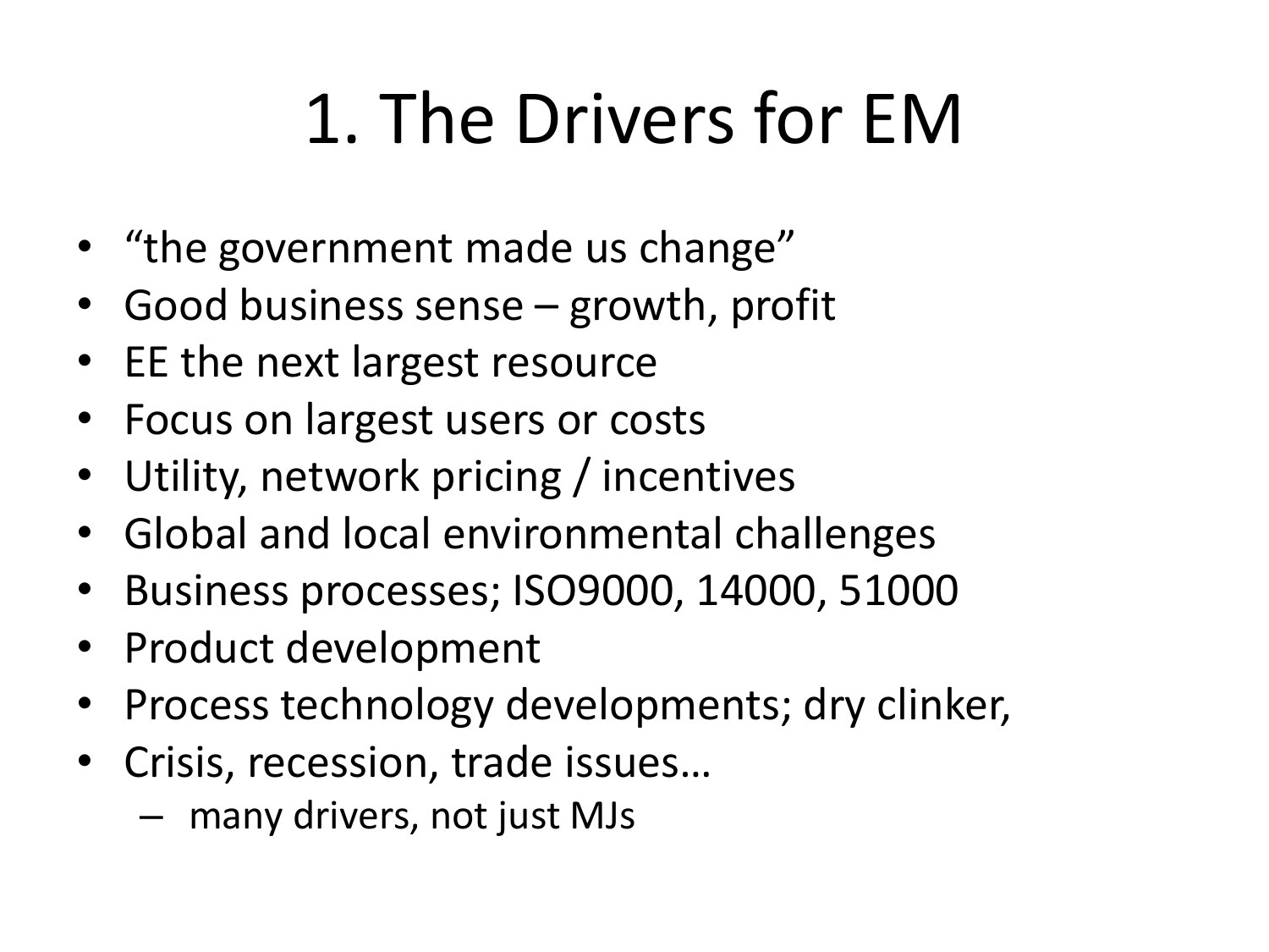# 1. The Drivers for EM

- "the government made us change"
- Good business sense – growth, profit
- EE the next largest resource
- Focus on largest users or costs
- Utility, network pricing / incentives
- Global and local environmental challenges
- Business processes; ISO9000, 14000, 51000
- Product development
- Process technology developments; dry clinker,
- Crisis, recession, trade issues…
  - many drivers, not just MJs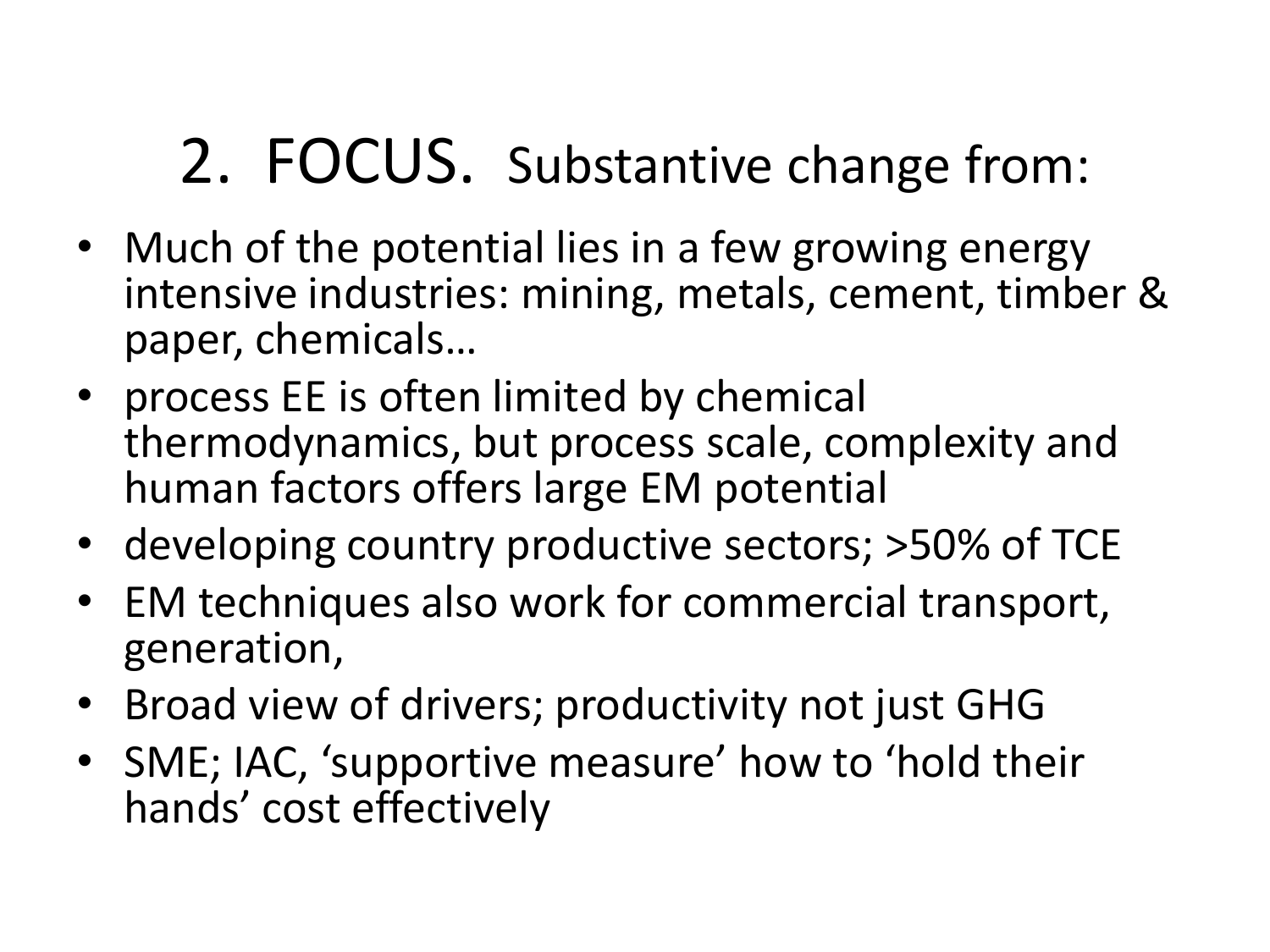# 2. FOCUS. Substantive change from:

- Much of the potential lies in a few growing energy intensive industries: mining, metals, cement, timber & paper, chemicals…
- process EE is often limited by chemical thermodynamics, but process scale, complexity and human factors offers large EM potential
- developing country productive sectors; >50% of TCE
- EM techniques also work for commercial transport, generation,
- Broad view of drivers; productivity not just GHG
- SME; IAC, 'supportive measure' how to 'hold their hands' cost effectively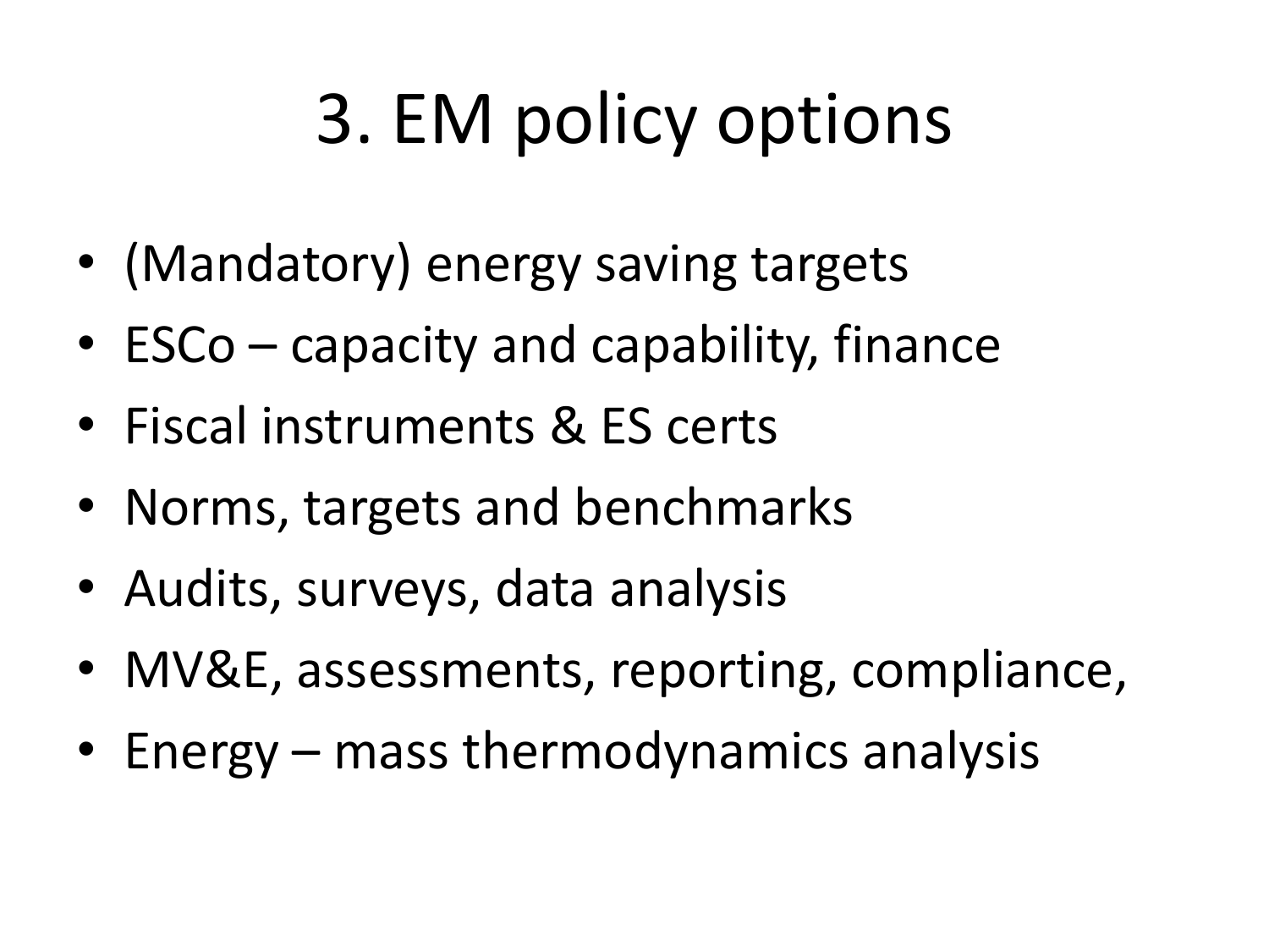# 3. EM policy options

- (Mandatory) energy saving targets
- ESCo – capacity and capability, finance
- Fiscal instruments & ES certs
- Norms, targets and benchmarks
- Audits, surveys, data analysis
- MV&E, assessments, reporting, compliance,
- Energy – mass thermodynamics analysis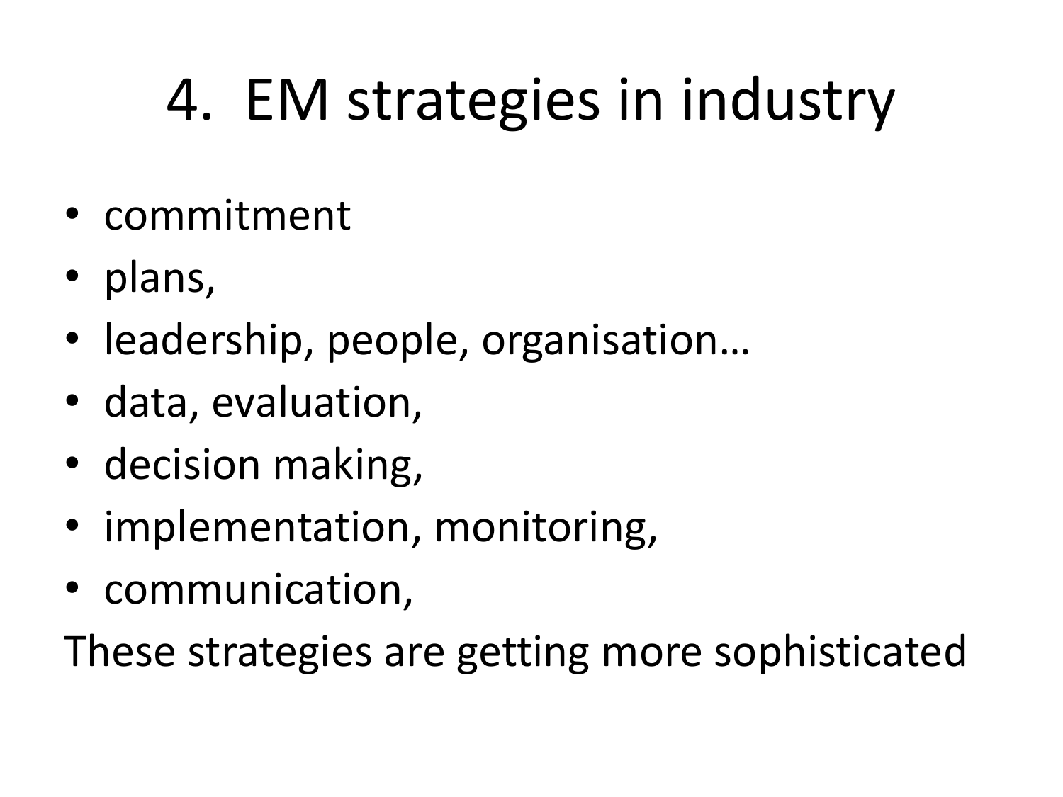# 4. EM strategies in industry

- commitment
- plans,
- leadership, people, organisation…
- data, evaluation,
- decision making,
- implementation, monitoring,
- communication,

These strategies are getting more sophisticated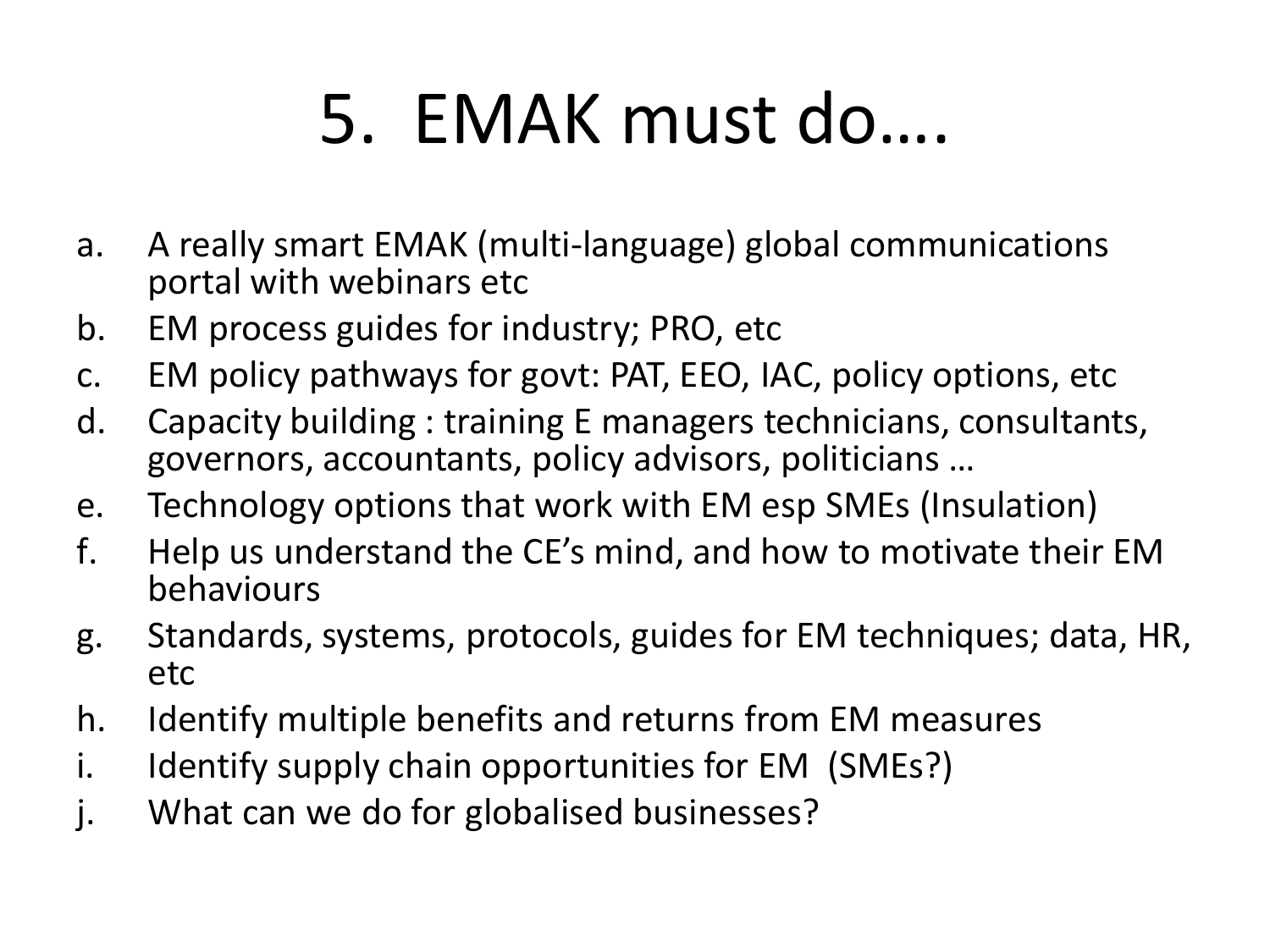# 5. EMAK must do….

a. A really smart EMAK (multi-language) global communications portal with webinars etc
b. EM process guides for industry; PRO, etc
c. EM policy pathways for govt: PAT, EEO, IAC, policy options, etc
d. Capacity building : training E managers technicians, consultants, governors, accountants, policy advisors, politicians …
e. Technology options that work with EM esp SMEs (Insulation)
f. Help us understand the CE's mind, and how to motivate their EM behaviours
g. Standards, systems, protocols, guides for EM techniques; data, HR, etc
h. Identify multiple benefits and returns from EM measures
i. Identify supply chain opportunities for EM (SMEs?)
j. What can we do for globalised businesses?